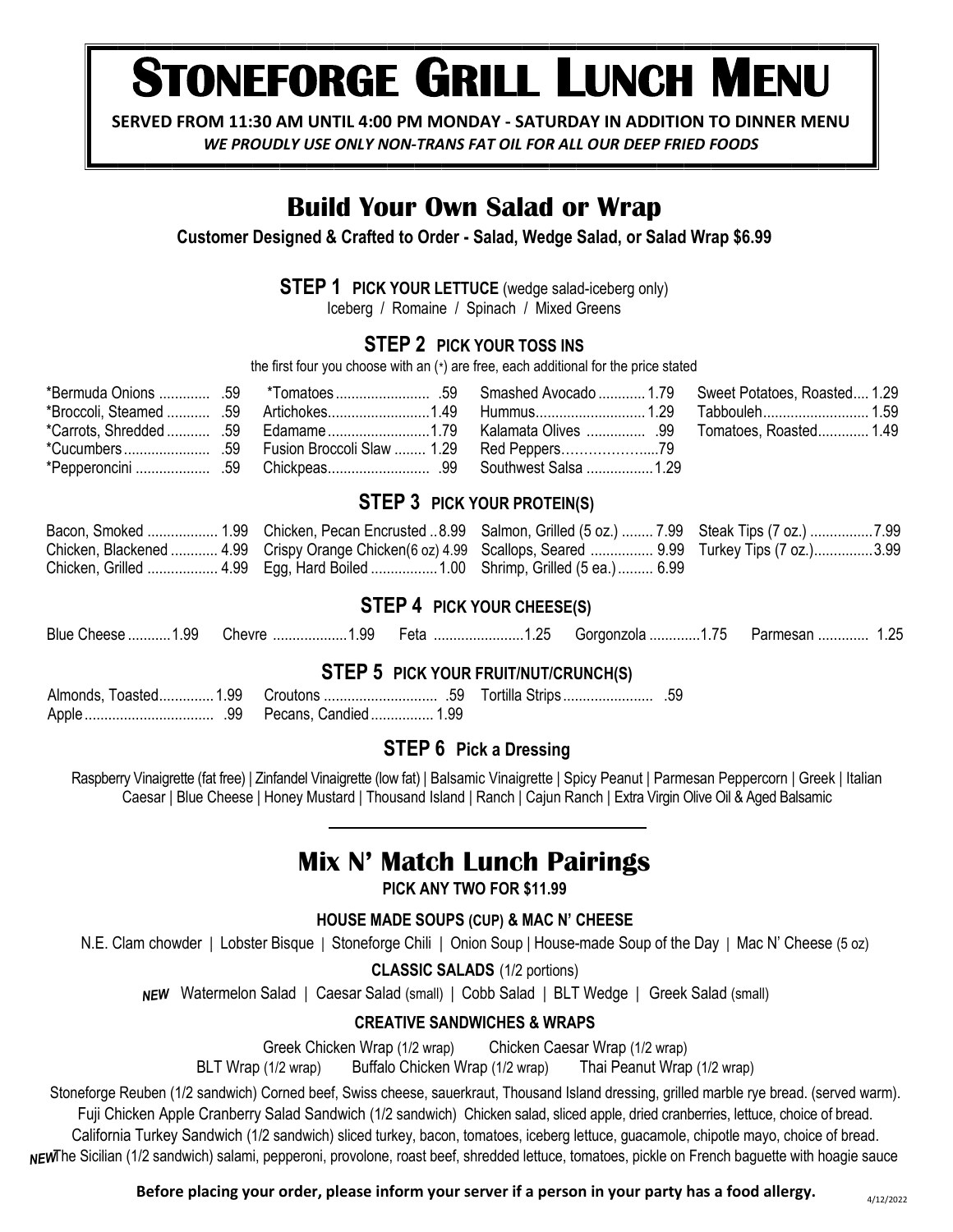# STONEFORGE GRILL LUNCH MENU

**SERVED FROM 11:30 AM UNTIL 4:00 PM MONDAY - SATURDAY IN ADDITION TO DINNER MENU**

*WE PROUDLY USE ONLY NON-TRANS FAT OIL FOR ALL OUR DEEP FRIED FOODS*

## Build Your Own Salad or Wrap

**Customer Designed & Crafted to Order - Salad, Wedge Salad, or Salad Wrap $6.99**

### STEP 1 PICK YOUR LETTUCE (wedge salad-iceberg only)

Iceberg / Romaine / Spinach / Mixed Greens

### STEP 2 PICK YOUR TOSS INS

the first four you choose with an (*) are free, each additional for the price stated

*Bermuda Onions ............. .59
*Broccoli, Steamed ........... .59
*Carrots, Shredded ........... .59
*Cucumbers ...................... .59
*Pepperoncini ................... .59
*Tomatoes ........................ .59
Artichokes.......................... 1.49
Edamame .......................... 1.79
Fusion Broccoli Slaw ........ 1.29
Chickpeas.......................... .99
Smashed Avocado ............ 1.79
Hummus............................ 1.29
Kalamata Olives ............... .99
Red Peppers.......................79
Southwest Salsa ................. 1.29
Sweet Potatoes, Roasted.... 1.29
Tabbouleh........................... 1.59
Tomatoes, Roasted............. 1.49

### STEP 3 PICK YOUR PROTEIN(S)

Bacon, Smoked .................. 1.99
Chicken, Blackened ............ 4.99
Chicken, Grilled .................. 4.99
Chicken, Pecan Encrusted .. 8.99
Crispy Orange Chicken(6 oz) 4.99
Egg, Hard Boiled ................. 1.00
Salmon, Grilled (5 oz.) ........ 7.99
Scallops, Seared ................ 9.99
Shrimp, Grilled (5 ea.) ......... 6.99
Steak Tips (7 oz.) ................ 7.99
Turkey Tips (7 oz.)............... 3.99

### STEP 4 PICK YOUR CHEESE(S)

Blue Cheese ........... 1.99 Chevre ................... 1.99 Feta ....................... 1.25 Gorgonzola ............. 1.75 Parmesan ............. 1.25

### STEP 5 PICK YOUR FRUIT/NUT/CRUNCH(S)

Almonds, Toasted.............. 1.99
Apple ................................. .99
Croutons ............................. .59
Pecans, Candied ................ 1.99
Tortilla Strips ....................... .59

### STEP 6 Pick a Dressing

Raspberry Vinaigrette (fat free) | Zinfandel Vinaigrette (low fat) | Balsamic Vinaigrette | Spicy Peanut | Parmesan Peppercorn | Greek | Italian Caesar | Blue Cheese | Honey Mustard | Thousand Island | Ranch | Cajun Ranch | Extra Virgin Olive Oil & Aged Balsamic

---

## Mix N' Match Lunch Pairings

**PICK ANY TWO FOR $11.99**

### HOUSE MADE SOUPS (CUP) & MAC N' CHEESE

N.E. Clam chowder | Lobster Bisque | Stoneforge Chili | Onion Soup | House-made Soup of the Day | Mac N' Cheese (5 oz)

### CLASSIC SALADS (1/2 portions)

*NEW* Watermelon Salad | Caesar Salad (small) | Cobb Salad | BLT Wedge | Greek Salad (small)

### CREATIVE SANDWICHES & WRAPS

Greek Chicken Wrap (1/2 wrap) Chicken Caesar Wrap (1/2 wrap)

BLT Wrap (1/2 wrap) Buffalo Chicken Wrap (1/2 wrap) Thai Peanut Wrap (1/2 wrap)

Stoneforge Reuben (1/2 sandwich) Corned beef, Swiss cheese, sauerkraut, Thousand Island dressing, grilled marble rye bread. (served warm).

Fuji Chicken Apple Cranberry Salad Sandwich (1/2 sandwich) Chicken salad, sliced apple, dried cranberries, lettuce, choice of bread.

California Turkey Sandwich (1/2 sandwich) sliced turkey, bacon, tomatoes, iceberg lettuce, guacamole, chipotle mayo, choice of bread.

*NEW* The Sicilian (1/2 sandwich) salami, pepperoni, provolone, roast beef, shredded lettuce, tomatoes, pickle on French baguette with hoagie sauce

**Before placing your order, please inform your server if a person in your party has a food allergy.**

4/12/2022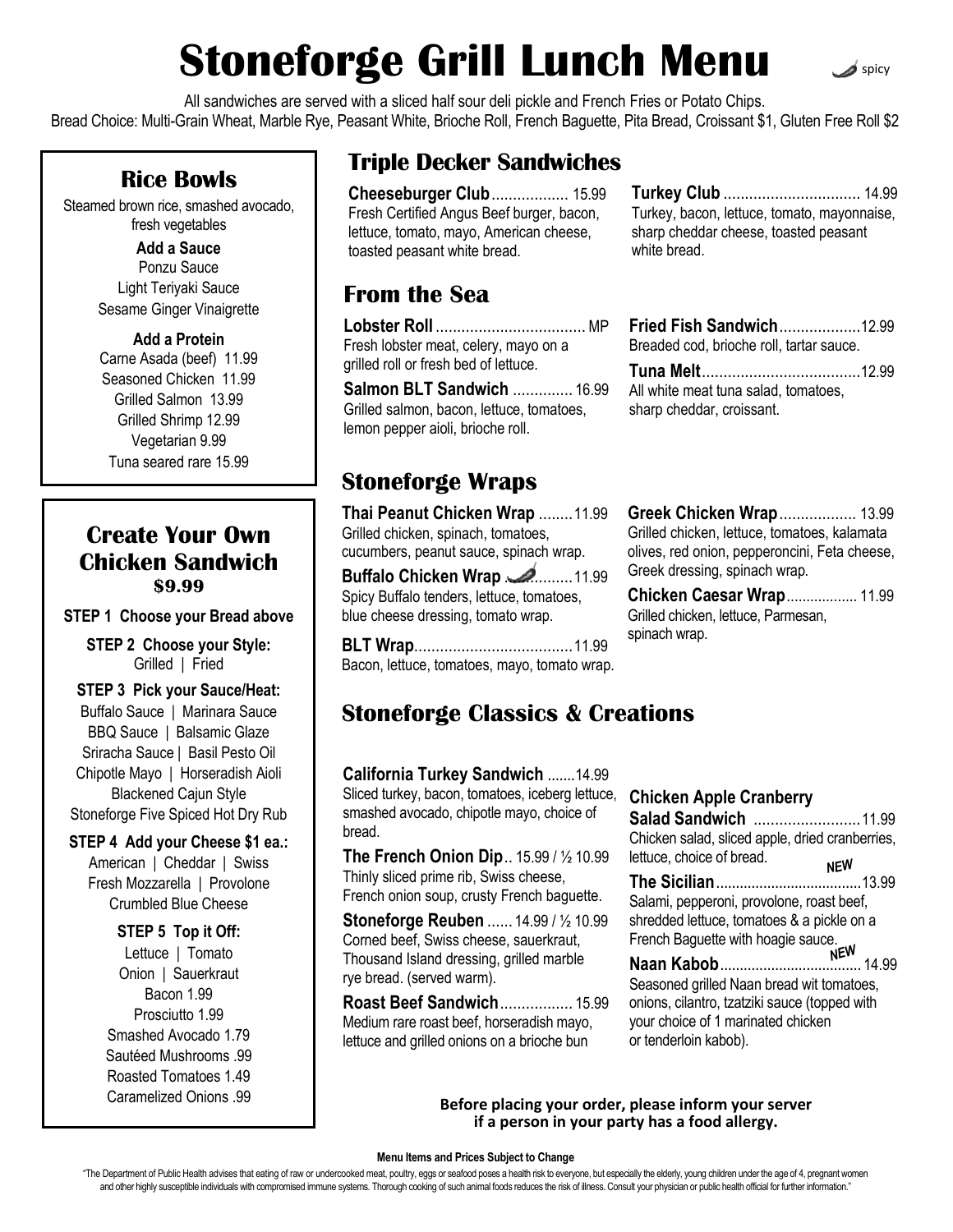# Stoneforge Grill Lunch Menu

spicy

All sandwiches are served with a sliced half sour deli pickle and French Fries or Potato Chips.
Bread Choice: Multi-Grain Wheat, Marble Rye, Peasant White, Brioche Roll, French Baguette, Pita Bread, Croissant $1, Gluten Free Roll $2

## Rice Bowls

Steamed brown rice, smashed avocado, fresh vegetables

**Add a Sauce**
Ponzu Sauce
Light Teriyaki Sauce
Sesame Ginger Vinaigrette

**Add a Protein**
Carne Asada (beef) 11.99
Seasoned Chicken 11.99
Grilled Salmon 13.99
Grilled Shrimp 12.99
Vegetarian 9.99
Tuna seared rare 15.99

## Create Your Own Chicken Sandwich
**$9.99**

**STEP 1 Choose your Bread above**

**STEP 2 Choose your Style:**
Grilled | Fried

**STEP 3 Pick your Sauce/Heat:**
Buffalo Sauce | Marinara Sauce
BBQ Sauce | Balsamic Glaze
Sriracha Sauce | Basil Pesto Oil
Chipotle Mayo | Horseradish Aioli
Blackened Cajun Style
Stoneforge Five Spiced Hot Dry Rub

**STEP 4 Add your Cheese $1 ea.:**
American | Cheddar | Swiss
Fresh Mozzarella | Provolone
Crumbled Blue Cheese

**STEP 5 Top it Off:**
Lettuce | Tomato
Onion | Sauerkraut
Bacon 1.99
Prosciutto 1.99
Smashed Avocado 1.79
Sautéed Mushrooms .99
Roasted Tomatoes 1.49
Caramelized Onions .99

## Triple Decker Sandwiches

**Cheeseburger Club** .................. 15.99
Fresh Certified Angus Beef burger, bacon, lettuce, tomato, mayo, American cheese, toasted peasant white bread.

**Turkey Club** ................................ 14.99
Turkey, bacon, lettuce, tomato, mayonnaise, sharp cheddar cheese, toasted peasant white bread.

## From the Sea

**Lobster Roll** .................................. MP
Fresh lobster meat, celery, mayo on a grilled roll or fresh bed of lettuce.

**Salmon BLT Sandwich** .............. 16.99
Grilled salmon, bacon, lettuce, tomatoes, lemon pepper aioli, brioche roll.

**Fried Fish Sandwich** ...................12.99
Breaded cod, brioche roll, tartar sauce.

**Tuna Melt** .....................................12.99
All white meat tuna salad, tomatoes, sharp cheddar, croissant.

## Stoneforge Wraps

**Thai Peanut Chicken Wrap** ........11.99
Grilled chicken, spinach, tomatoes, cucumbers, peanut sauce, spinach wrap.

**Buffalo Chicken Wrap** (spicy) ..........11.99
Spicy Buffalo tenders, lettuce, tomatoes, blue cheese dressing, tomato wrap.

**BLT Wrap** .....................................11.99
Bacon, lettuce, tomatoes, mayo, tomato wrap.

**Greek Chicken Wrap** .................. 13.99
Grilled chicken, lettuce, tomatoes, kalamata olives, red onion, pepperoncini, Feta cheese, Greek dressing, spinach wrap.

**Chicken Caesar Wrap** .................. 11.99
Grilled chicken, lettuce, Parmesan, spinach wrap.

## Stoneforge Classics & Creations

**California Turkey Sandwich** .......14.99
Sliced turkey, bacon, tomatoes, iceberg lettuce, smashed avocado, chipotle mayo, choice of bread.

**The French Onion Dip** .. 15.99 / ½ 10.99
Thinly sliced prime rib, Swiss cheese, French onion soup, crusty French baguette.

**Stoneforge Reuben** ...... 14.99 / ½ 10.99
Corned beef, Swiss cheese, sauerkraut, Thousand Island dressing, grilled marble rye bread. (served warm).

**Roast Beef Sandwich** ................. 15.99
Medium rare roast beef, horseradish mayo, lettuce and grilled onions on a brioche bun

**Chicken Apple Cranberry Salad Sandwich** .........................11.99
Chicken salad, sliced apple, dried cranberries, lettuce, choice of bread.

*NEW*
**The Sicilian** .....................................13.99
Salami, pepperoni, provolone, roast beef, shredded lettuce, tomatoes & a pickle on a French Baguette with hoagie sauce.

*NEW*
**Naan Kabob** .................................... 14.99
Seasoned grilled Naan bread wit tomatoes, onions, cilantro, tzatziki sauce (topped with your choice of 1 marinated chicken or tenderloin kabob).

**Before placing your order, please inform your server if a person in your party has a food allergy.**

**Menu Items and Prices Subject to Change**

"The Department of Public Health advises that eating of raw or undercooked meat, poultry, eggs or seafood poses a health risk to everyone, but especially the elderly, young children under the age of 4, pregnant women and other highly susceptible individuals with compromised immune systems. Thorough cooking of such animal foods reduces the risk of illness. Consult your physician or public health official for further information."